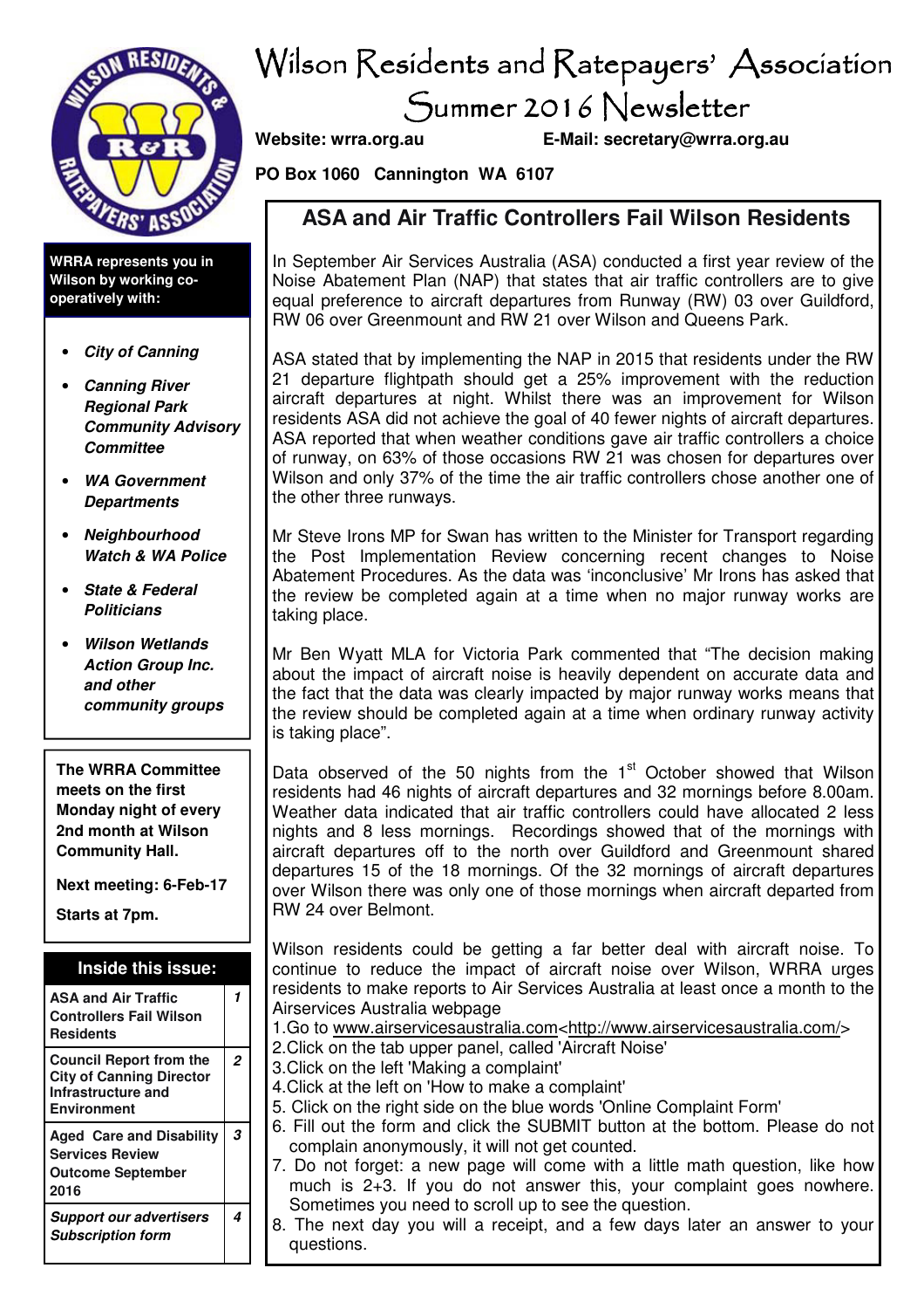# Wilson Residents and Ratepayers' Association

## Summer 2016 Newsletter

**Website: wrra.org.au** **E-Mail: secretary@wrra.org.au**

**PO Box 1060 Cannington WA 6107**

**WRRA represents you in Wilson by working co-operatively with:**

- ***City of Canning***
- ***Canning River Regional Park Community Advisory Committee***
- ***WA Government Departments***
- ***Neighbourhood Watch & WA Police***
- ***State & Federal Politicians***
- ***Wilson Wetlands Action Group Inc. and other community groups***

**The WRRA Committee meets on the first Monday night of every 2nd month at Wilson Community Hall.**

**Next meeting: 6-Feb-17**

**Starts at 7pm.**

| Inside this issue: | |
|---|---|
| ASA and Air Traffic Controllers Fail Wilson Residents | 1 |
| Council Report from the City of Canning Director Infrastructure and Environment | 2 |
| Aged Care and Disability Services Network Outcome September 2016 | 3 |
| *Support our advertisers Subscription form* | 4 |

## ASA and Air Traffic Controllers Fail Wilson Residents

In September Air Services Australia (ASA) conducted a first year review of the Noise Abatement Plan (NAP) that states that air traffic controllers are to give equal preference to aircraft departures from Runway (RW) 03 over Guildford, RW 06 over Greenmount and RW 21 over Wilson and Queens Park.

ASA stated that by implementing the NAP in 2015 that residents under the RW 21 departure flightpath should get a 25% improvement with the reduction aircraft departures at night. Whilst there was an improvement for Wilson residents ASA did not achieve the goal of 40 fewer nights of aircraft departures. ASA reported that when weather conditions gave air traffic controllers a choice of runway, on 63% of those occasions RW 21 was chosen for departures over Wilson and only 37% of the time the air traffic controllers chose another one of the other three runways.

Mr Steve Irons MP for Swan has written to the Minister for Transport regarding the Post Implementation Review concerning recent changes to Noise Abatement Procedures. As the data was 'inconclusive' Mr Irons has asked that the review be completed again at a time when no major runway works are taking place.

Mr Ben Wyatt MLA for Victoria Park commented that "The decision making about the impact of aircraft noise is heavily dependent on accurate data and the fact that the data was clearly impacted by major runway works means that the review should be completed again at a time when ordinary runway activity is taking place".

Data observed of the 50 nights from the 1st October showed that Wilson residents had 46 nights of aircraft departures and 32 mornings before 8.00am. Weather data indicated that air traffic controllers could have allocated 2 less nights and 8 less mornings. Recordings showed that of the mornings with aircraft departures off to the north over Guildford and Greenmount shared departures 15 of the 18 mornings. Of the 32 mornings of aircraft departures over Wilson there was only one of those mornings when aircraft departed from RW 24 over Belmont.

Wilson residents could be getting a far better deal with aircraft noise. To continue to reduce the impact of aircraft noise over Wilson, WRRA urges residents to make reports to Air Services Australia at least once a month to the Airservices Australia webpage

1. Go to www.airservicesaustralia.com<http://www.airservicesaustralia.com/>
2. Click on the tab upper panel, called 'Aircraft Noise'
3. Click on the left 'Making a complaint'
4. Click at the left on 'How to make a complaint'
5. Click on the right side on the blue words 'Online Complaint Form'
6. Fill out the form and click the SUBMIT button at the bottom. Please do not complain anonymously, it will not get counted.
7. Do not forget: a new page will come with a little math question, like how much is 2+3. If you do not answer this, your complaint goes nowhere. Sometimes you need to scroll up to see the question.
8. The next day you will a receipt, and a few days later an answer to your questions.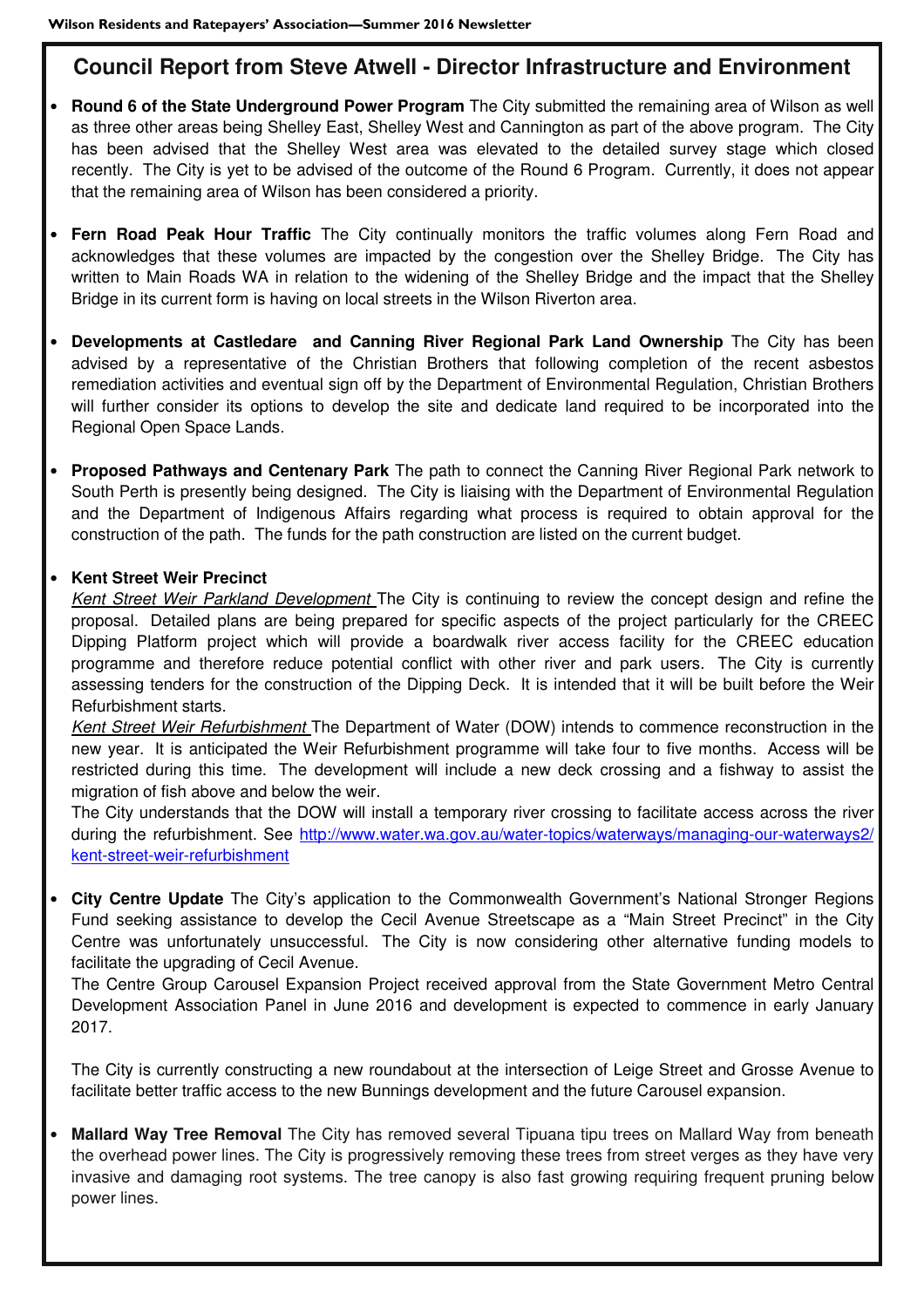## Council Report from Steve Atwell - Director Infrastructure and Environment

- **Round 6 of the State Underground Power Program** The City submitted the remaining area of Wilson as well as three other areas being Shelley East, Shelley West and Cannington as part of the above program. The City has been advised that the Shelley West area was elevated to the detailed survey stage which closed recently. The City is yet to be advised of the outcome of the Round 6 Program. Currently, it does not appear that the remaining area of Wilson has been considered a priority.

- **Fern Road Peak Hour Traffic** The City continually monitors the traffic volumes along Fern Road and acknowledges that these volumes are impacted by the congestion over the Shelley Bridge. The City has written to Main Roads WA in relation to the widening of the Shelley Bridge and the impact that the Shelley Bridge in its current form is having on local streets in the Wilson Riverton area.

- **Developments at Castledare and Canning River Regional Park Land Ownership** The City has been advised by a representative of the Christian Brothers that following completion of the recent asbestos remediation activities and eventual sign off by the Department of Environmental Regulation, Christian Brothers will further consider its options to develop the site and dedicate land required to be incorporated into the Regional Open Space Lands.

- **Proposed Pathways and Centenary Park** The path to connect the Canning River Regional Park network to South Perth is presently being designed. The City is liaising with the Department of Environmental Regulation and the Department of Indigenous Affairs regarding what process is required to obtain approval for the construction of the path. The funds for the path construction are listed on the current budget.

- **Kent Street Weir Precinct**
  *Kent Street Weir Parkland Development* The City is continuing to review the concept design and refine the proposal. Detailed plans are being prepared for specific aspects of the project particularly for the CREEC Dipping Platform project which will provide a boardwalk river access facility for the CREEC education programme and therefore reduce potential conflict with other river and park users. The City is currently assessing tenders for the construction of the Dipping Deck. It is intended that it will be built before the Weir Refurbishment starts.
  *Kent Street Weir Refurbishment* The Department of Water (DOW) intends to commence reconstruction in the new year. It is anticipated the Weir Refurbishment programme will take four to five months. Access will be restricted during this time. The development will include a new deck crossing and a fishway to assist the migration of fish above and below the weir.
  The City understands that the DOW will install a temporary river crossing to facilitate access across the river during the refurbishment. See http://www.water.wa.gov.au/water-topics/waterways/managing-our-waterways2/kent-street-weir-refurbishment

- **City Centre Update** The City's application to the Commonwealth Government's National Stronger Regions Fund seeking assistance to develop the Cecil Avenue Streetscape as a "Main Street Precinct" in the City Centre was unfortunately unsuccessful. The City is now considering other alternative funding models to facilitate the upgrading of Cecil Avenue.
  The Centre Group Carousel Expansion Project received approval from the State Government Metro Central Development Association Panel in June 2016 and development is expected to commence in early January 2017.

  The City is currently constructing a new roundabout at the intersection of Leige Street and Grosse Avenue to facilitate better traffic access to the new Bunnings development and the future Carousel expansion.

- **Mallard Way Tree Removal** The City has removed several Tipuana tipu trees on Mallard Way from beneath the overhead power lines. The City is progressively removing these trees from street verges as they have very invasive and damaging root systems. The tree canopy is also fast growing requiring frequent pruning below power lines.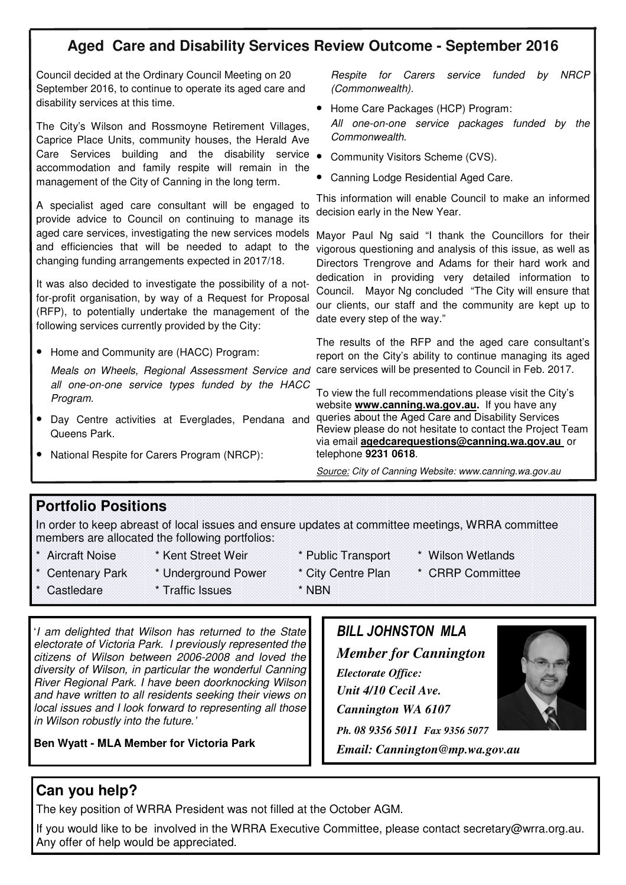## Aged Care and Disability Services Review Outcome - September 2016

Council decided at the Ordinary Council Meeting on 20 September 2016, to continue to operate its aged care and disability services at this time.

The City's Wilson and Rossmoyne Retirement Villages, Caprice Place Units, community houses, the Herald Ave Care Services building and the disability service accommodation and family respite will remain in the management of the City of Canning in the long term.

A specialist aged care consultant will be engaged to provide advice to Council on continuing to manage its aged care services, investigating the new services models and efficiencies that will be needed to adapt to the changing funding arrangements expected in 2017/18.

It was also decided to investigate the possibility of a not-for-profit organisation, by way of a Request for Proposal (RFP), to potentially undertake the management of the following services currently provided by the City:

- Home and Community are (HACC) Program:
  *Meals on Wheels, Regional Assessment Service and all one-on-one service types funded by the HACC Program.*
- Day Centre activities at Everglades, Pendana and Queens Park.
- National Respite for Carers Program (NRCP):
  *Respite for Carers service funded by NRCP (Commonwealth).*
- Home Care Packages (HCP) Program:
  *All one-on-one service packages funded by the Commonwealth.*
- Community Visitors Scheme (CVS).
- Canning Lodge Residential Aged Care.

This information will enable Council to make an informed decision early in the New Year.

Mayor Paul Ng said "I thank the Councillors for their vigorous questioning and analysis of this issue, as well as Directors Trengrove and Adams for their hard work and dedication in providing very detailed information to Council. Mayor Ng concluded "The City will ensure that our clients, our staff and the community are kept up to date every step of the way."

The results of the RFP and the aged care consultant's report on the City's ability to continue managing its aged care services will be presented to Council in Feb. 2017.

To view the full recommendations please visit the City's website **www.canning.wa.gov.au.** If you have any queries about the Aged Care and Disability Services Review please do not hesitate to contact the Project Team via email **agedcarequestions@canning.wa.gov.au** or telephone **9231 0618**.

*Source: City of Canning Website: www.canning.wa.gov.au*

## Portfolio Positions

In order to keep abreast of local issues and ensure updates at committee meetings, WRRA committee members are allocated the following portfolios:

- Aircraft Noise
- Centenary Park
- Castledare
- Kent Street Weir
- Underground Power
- Traffic Issues
- Public Transport
- City Centre Plan
- NBN
- Wilson Wetlands
- CRRP Committee

*'I am delighted that Wilson has returned to the State electorate of Victoria Park. I previously represented the citizens of Wilson between 2006-2008 and loved the diversity of Wilson, in particular the wonderful Canning River Regional Park. I have been doorknocking Wilson and have written to all residents seeking their views on local issues and I look forward to representing all those in Wilson robustly into the future.'*

**Ben Wyatt - MLA Member for Victoria Park**

***BILL JOHNSTON MLA***

***Member for Cannington***

***Electorate Office:***

***Unit 4/10 Cecil Ave.***

***Cannington WA 6107***

***Ph. 08 9356 5011 Fax 9356 5077***

***Email: Cannington@mp.wa.gov.au***

## Can you help?

The key position of WRRA President was not filled at the October AGM.

If you would like to be involved in the WRRA Executive Committee, please contact secretary@wrra.org.au. Any offer of help would be appreciated.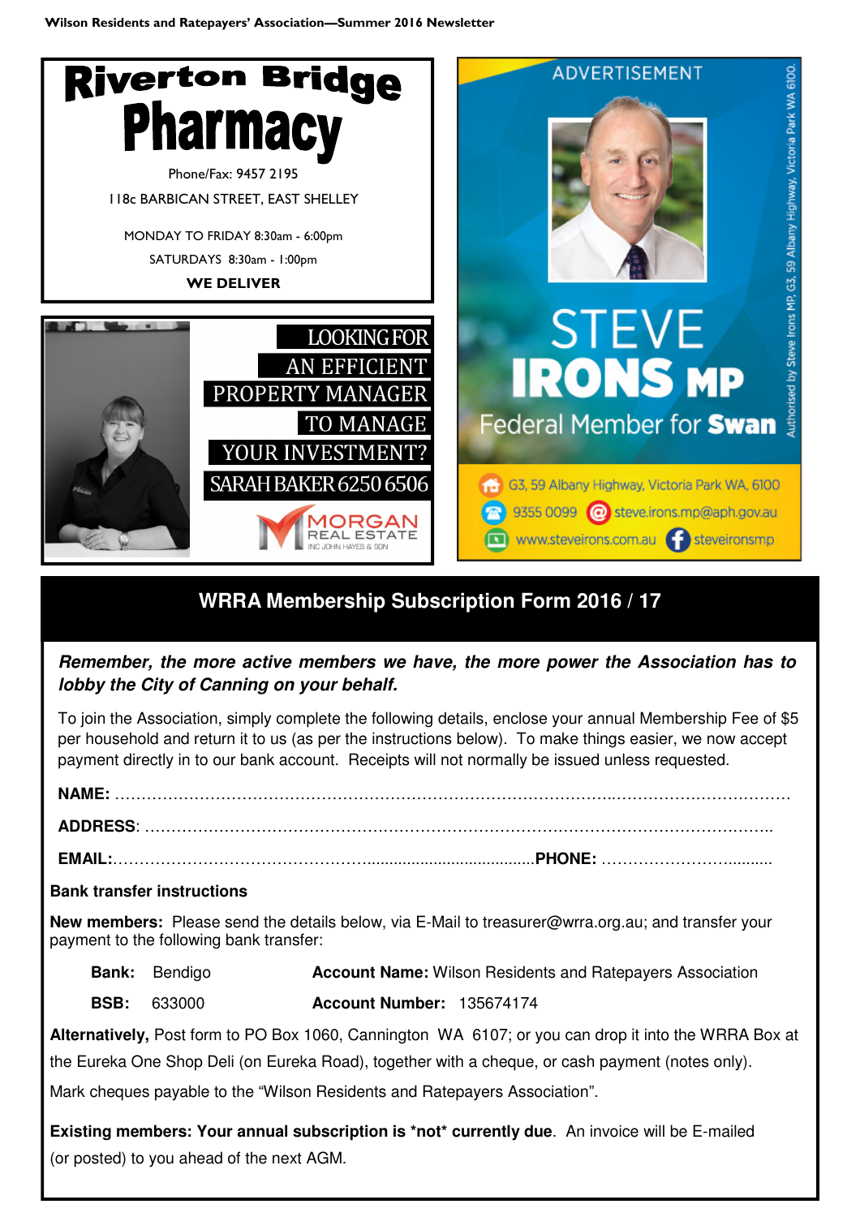Riverton Bridge Pharmacy

Phone/Fax: 9457 2195

118c BARBICAN STREET, EAST SHELLEY

MONDAY TO FRIDAY 8:30am - 6:00pm

SATURDAYS 8:30am - 1:00pm

**WE DELIVER**

LOOKING FOR AN EFFICIENT PROPERTY MANAGER TO MANAGE YOUR INVESTMENT?

SARAH BAKER 6250 6506

MORGAN REAL ESTATE

INC JOHN HAYES & SON

ADVERTISEMENT

STEVE IRONS MP

Federal Member for Swan

G3, 59 Albany Highway, Victoria Park WA, 6100

9355 0099

steve.irons.mp@aph.gov.au

www.steveirons.com.au

steveironsmp

Authorised by Steve Irons MP, G3, 59 Albany Highway, Victoria Park WA 6100.

## WRRA Membership Subscription Form 2016 / 17

***Remember, the more active members we have, the more power the Association has to lobby the City of Canning on your behalf.***

To join the Association, simply complete the following details, enclose your annual Membership Fee of $5 per household and return it to us (as per the instructions below). To make things easier, we now accept payment directly in to our bank account. Receipts will not normally be issued unless requested.

**NAME:** ……………………………………………………………………………………………………………

**ADDRESS**: ………………………………………………………………………………………………………..

**EMAIL:**…………………………………………………………………………**PHONE:** …………………………..........

**Bank transfer instructions**

**New members:** Please send the details below, via E-Mail to treasurer@wrra.org.au; and transfer your payment to the following bank transfer:

| | | | |
|---|---|---|---|
| **Bank:** | Bendigo | **Account Name:** | Wilson Residents and Ratepayers Association |
| **BSB:** | 633000 | **Account Number:** | 135674174 |

**Alternatively,** Post form to PO Box 1060, Cannington WA 6107; or you can drop it into the WRRA Box at the Eureka One Shop Deli (on Eureka Road), together with a cheque, or cash payment (notes only).

Mark cheques payable to the "Wilson Residents and Ratepayers Association".

**Existing members: Your annual subscription is *not* currently due**. An invoice will be E-mailed (or posted) to you ahead of the next AGM.